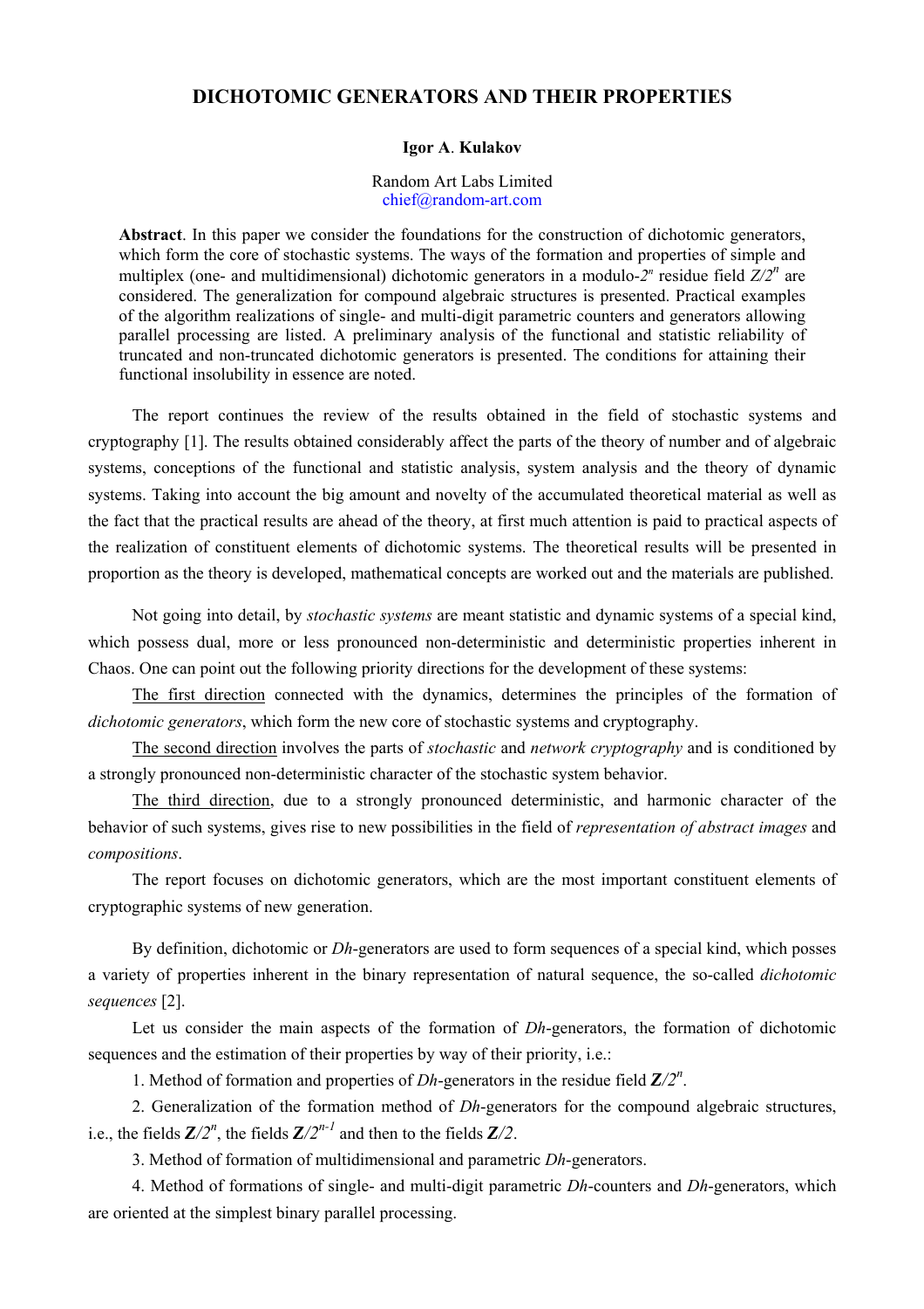# DICHOTOMIC GENERATORS AND THEIR PROPERTIES

**Igor A. Kulakov**

Random Art Labs Limited
chief@random-art.com

**Abstract**. In this paper we consider the foundations for the construction of dichotomic generators, which form the core of stochastic systems. The ways of the formation and properties of simple and multiplex (one- and multidimensional) dichotomic generators in a modulo-$2^n$ residue field $Z/2^n$ are considered. The generalization for compound algebraic structures is presented. Practical examples of the algorithm realizations of single- and multi-digit parametric counters and generators allowing parallel processing are listed. A preliminary analysis of the functional and statistic reliability of truncated and non-truncated dichotomic generators is presented. The conditions for attaining their functional insolubility in essence are noted.

The report continues the review of the results obtained in the field of stochastic systems and cryptography [1]. The results obtained considerably affect the parts of the theory of number and of algebraic systems, conceptions of the functional and statistic analysis, system analysis and the theory of dynamic systems. Taking into account the big amount and novelty of the accumulated theoretical material as well as the fact that the practical results are ahead of the theory, at first much attention is paid to practical aspects of the realization of constituent elements of dichotomic systems. The theoretical results will be presented in proportion as the theory is developed, mathematical concepts are worked out and the materials are published.

Not going into detail, by *stochastic systems* are meant statistic and dynamic systems of a special kind, which possess dual, more or less pronounced non-deterministic and deterministic properties inherent in Chaos. One can point out the following priority directions for the development of these systems:

The first direction connected with the dynamics, determines the principles of the formation of *dichotomic generators*, which form the new core of stochastic systems and cryptography.

The second direction involves the parts of *stochastic* and *network cryptography* and is conditioned by a strongly pronounced non-deterministic character of the stochastic system behavior.

The third direction, due to a strongly pronounced deterministic, and harmonic character of the behavior of such systems, gives rise to new possibilities in the field of *representation of abstract images* and *compositions*.

The report focuses on dichotomic generators, which are the most important constituent elements of cryptographic systems of new generation.

By definition, dichotomic or *Dh*-generators are used to form sequences of a special kind, which posses a variety of properties inherent in the binary representation of natural sequence, the so-called *dichotomic sequences* [2].

Let us consider the main aspects of the formation of *Dh*-generators, the formation of dichotomic sequences and the estimation of their properties by way of their priority, i.e.:

1. Method of formation and properties of *Dh*-generators in the residue field $\mathbf{Z}/2^n$.

2. Generalization of the formation method of *Dh*-generators for the compound algebraic structures, i.e., the fields $\mathbf{Z}/2^n$, the fields $\mathbf{Z}/2^{n-1}$ and then to the fields $\mathbf{Z}/2$.

3. Method of formation of multidimensional and parametric *Dh*-generators.

4. Method of formations of single- and multi-digit parametric *Dh*-counters and *Dh*-generators, which are oriented at the simplest binary parallel processing.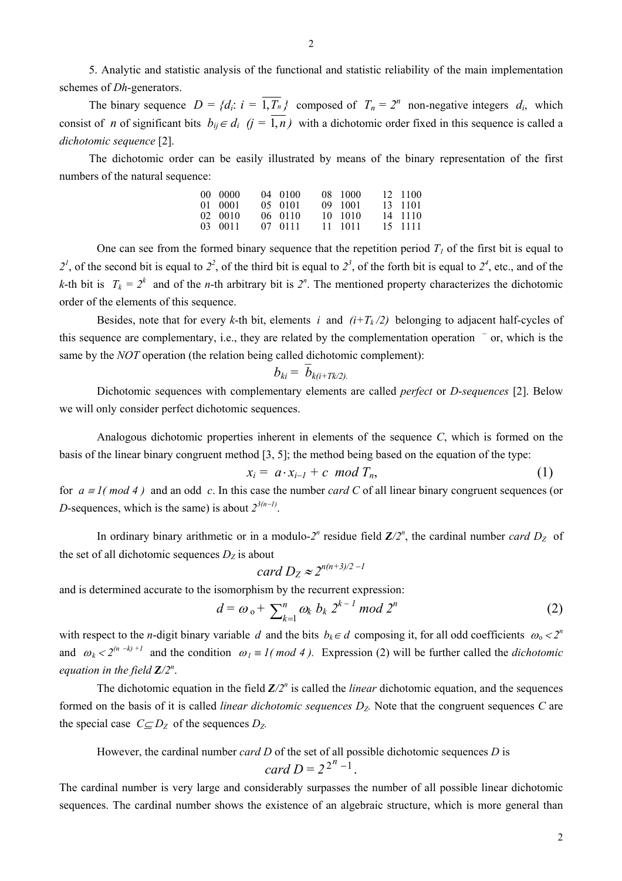5. Analytic and statistic analysis of the functional and statistic reliability of the main implementation schemes of *Dh*-generators.

The binary sequence $D = \{d_i: i = \overline{1,T_n}\}$ composed of $T_n = 2^n$ non-negative integers $d_i$, which consist of $n$ of significant bits $b_{ij} \in d_i$ $(j = \overline{1,n})$ with a dichotomic order fixed in this sequence is called a *dichotomic sequence* [2].

The dichotomic order can be easily illustrated by means of the binary representation of the first numbers of the natural sequence:

| | | | | | | | |
|---|---|---|---|---|---|---|---|
| 00 | 0000 | 04 | 0100 | 08 | 1000 | 12 | 1100 |
| 01 | 0001 | 05 | 0101 | 09 | 1001 | 13 | 1101 |
| 02 | 0010 | 06 | 0110 | 10 | 1010 | 14 | 1110 |
| 03 | 0011 | 07 | 0111 | 11 | 1011 | 15 | 1111 |

One can see from the formed binary sequence that the repetition period $T_1$ of the first bit is equal to $2^1$, of the second bit is equal to $2^2$, of the third bit is equal to $2^3$, of the forth bit is equal to $2^4$, etc., and of the *k*-th bit is $T_k = 2^k$ and of the *n*-th arbitrary bit is $2^n$. The mentioned property characterizes the dichotomic order of the elements of this sequence.

Besides, note that for every *k*-th bit, elements $i$ and $(i+T_k/2)$ belonging to adjacent half-cycles of this sequence are complementary, i.e., they are related by the complementation operation $^{-}$ or, which is the same by the *NOT* operation (the relation being called dichotomic complement):

$$b_{ki} = \overline{b}_{k(i+Tk/2)}.$$

Dichotomic sequences with complementary elements are called *perfect* or *D-sequences* [2]. Below we will only consider perfect dichotomic sequences.

Analogous dichotomic properties inherent in elements of the sequence *C*, which is formed on the basis of the linear binary congruent method [3, 5]; the method being based on the equation of the type:

$$x_i = a \cdot x_{i-1} + c \mod T_n, \tag{1}$$

for $a \equiv 1 (\mod 4)$ and an odd $c$. In this case the number *card C* of all linear binary congruent sequences (or *D*-sequences, which is the same) is about $2^{3(n-1)}$.

In ordinary binary arithmetic or in a modulo-$2^n$ residue field $\mathbf{Z}/2^n$, the cardinal number *card* $D_Z$ of the set of all dichotomic sequences $D_Z$ is about

$$card\ D_Z \approx 2^{n(n+3)/2-1}$$

and is determined accurate to the isomorphism by the recurrent expression:

$$d = \omega_0 + \sum_{k=1}^{n} \omega_k\, b_k\, 2^{k-1} \mod 2^n \tag{2}$$

with respect to the *n*-digit binary variable $d$ and the bits $b_k \in d$ composing it, for all odd coefficients $\omega_0 < 2^n$ and $\omega_k < 2^{(n-k)+1}$ and the condition $\omega_1 \equiv 1 (\mod 4)$. Expression (2) will be further called the *dichotomic equation in the field* $\mathbf{Z}/2^n$.

The dichotomic equation in the field $\mathbf{Z}/2^n$ is called the *linear* dichotomic equation, and the sequences formed on the basis of it is called *linear dichotomic sequences* $D_Z$. Note that the congruent sequences *C* are the special case $C \subseteq D_Z$ of the sequences $D_Z$.

However, the cardinal number *card D* of the set of all possible dichotomic sequences *D* is

$$card\ D = 2^{2^n - 1}.$$

The cardinal number is very large and considerably surpasses the number of all possible linear dichotomic sequences. The cardinal number shows the existence of an algebraic structure, which is more general than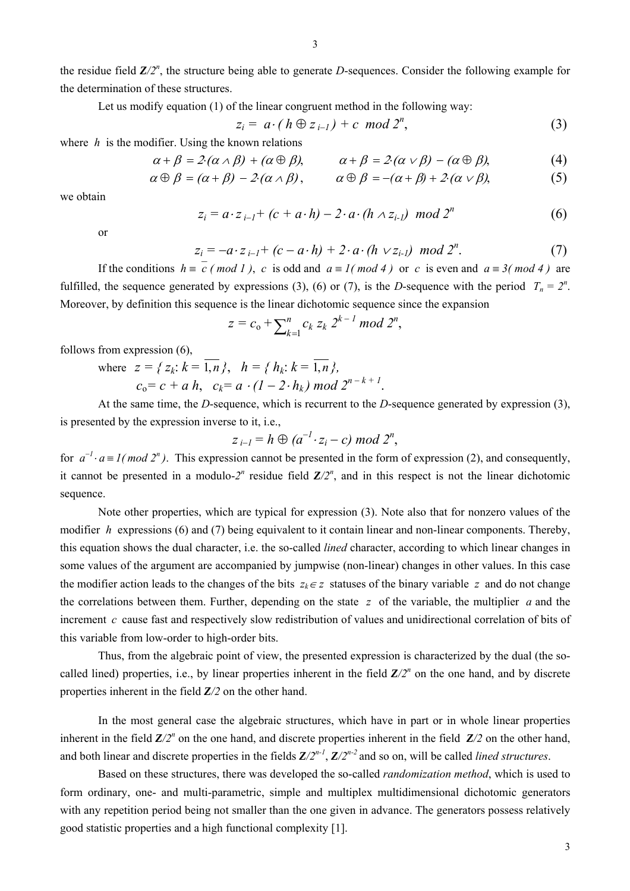the residue field $\mathbf{Z}/2^n$, the structure being able to generate *D*-sequences. Consider the following example for the determination of these structures.

Let us modify equation (1) of the linear congruent method in the following way:

$$z_i = a \cdot ( h \oplus z_{i-1} ) + c \mod 2^n, \tag{3}$$

where $h$ is the modifier. Using the known relations

$$\alpha + \beta = 2 \cdot (\alpha \wedge \beta) + (\alpha \oplus \beta), \qquad \alpha + \beta = 2 \cdot (\alpha \vee \beta) - (\alpha \oplus \beta), \tag{4}$$

$$\alpha \oplus \beta = (\alpha + \beta) - 2 \cdot (\alpha \wedge \beta), \qquad \alpha \oplus \beta = -(\alpha + \beta) + 2 \cdot (\alpha \vee \beta), \tag{5}$$

we obtain

$$z_i = a \cdot z_{i-1} + (c + a \cdot h) - 2 \cdot a \cdot (h \wedge z_{i-1}) \mod 2^n \tag{6}$$

or

$$z_i = -a \cdot z_{i-1} + (c - a \cdot h) + 2 \cdot a \cdot (h \vee z_{i-1}) \mod 2^n. \tag{7}$$

If the conditions $h \equiv \overline{c} \ (\mathit{mod}\ 1)$, $c$ is odd and $a \equiv 1 (\mathit{mod}\ 4)$ or $c$ is even and $a \equiv 3 (\mathit{mod}\ 4)$ are fulfilled, the sequence generated by expressions (3), (6) or (7), is the *D*-sequence with the period $T_n = 2^n$. Moreover, by definition this sequence is the linear dichotomic sequence since the expansion

$$z = c_o + \sum_{k=1}^{n} c_k\, z_k\, 2^{k-1} \mod 2^n,$$

follows from expression (6),

where $z = \{ z_k : k = \overline{1,n} \}$, $h = \{ h_k : k = \overline{1,n} \}$,

$c_o = c + a\, h$, $c_k = a \cdot (1 - 2 \cdot h_k) \mod 2^{n-k+1}$.

At the same time, the *D*-sequence, which is recurrent to the *D*-sequence generated by expression (3), is presented by the expression inverse to it, i.e.,

$$z_{i-1} = h \oplus (a^{-1} \cdot z_i - c) \mod 2^n,$$

for $a^{-1} \cdot a \equiv 1 (\mathit{mod}\ 2^n)$. This expression cannot be presented in the form of expression (2), and consequently, it cannot be presented in a modulo-$2^n$ residue field $\mathbf{Z}/2^n$, and in this respect is not the linear dichotomic sequence.

Note other properties, which are typical for expression (3). Note also that for nonzero values of the modifier $h$ expressions (6) and (7) being equivalent to it contain linear and non-linear components. Thereby, this equation shows the dual character, i.e. the so-called *lined* character, according to which linear changes in some values of the argument are accompanied by jumpwise (non-linear) changes in other values. In this case the modifier action leads to the changes of the bits $z_k \in z$ statuses of the binary variable $z$ and do not change the correlations between them. Further, depending on the state $z$ of the variable, the multiplier $a$ and the increment $c$ cause fast and respectively slow redistribution of values and unidirectional correlation of bits of this variable from low-order to high-order bits.

Thus, from the algebraic point of view, the presented expression is characterized by the dual (the so-called lined) properties, i.e., by linear properties inherent in the field $\mathbf{Z}/2^n$ on the one hand, and by discrete properties inherent in the field $\mathbf{Z}/2$ on the other hand.

In the most general case the algebraic structures, which have in part or in whole linear properties inherent in the field $\mathbf{Z}/2^n$ on the one hand, and discrete properties inherent in the field $\mathbf{Z}/2$ on the other hand, and both linear and discrete properties in the fields $\mathbf{Z}/2^{n-1}$, $\mathbf{Z}/2^{n-2}$ and so on, will be called *lined structures*.

Based on these structures, there was developed the so-called *randomization method*, which is used to form ordinary, one- and multi-parametric, simple and multiplex multidimensional dichotomic generators with any repetition period being not smaller than the one given in advance. The generators possess relatively good statistic properties and a high functional complexity [1].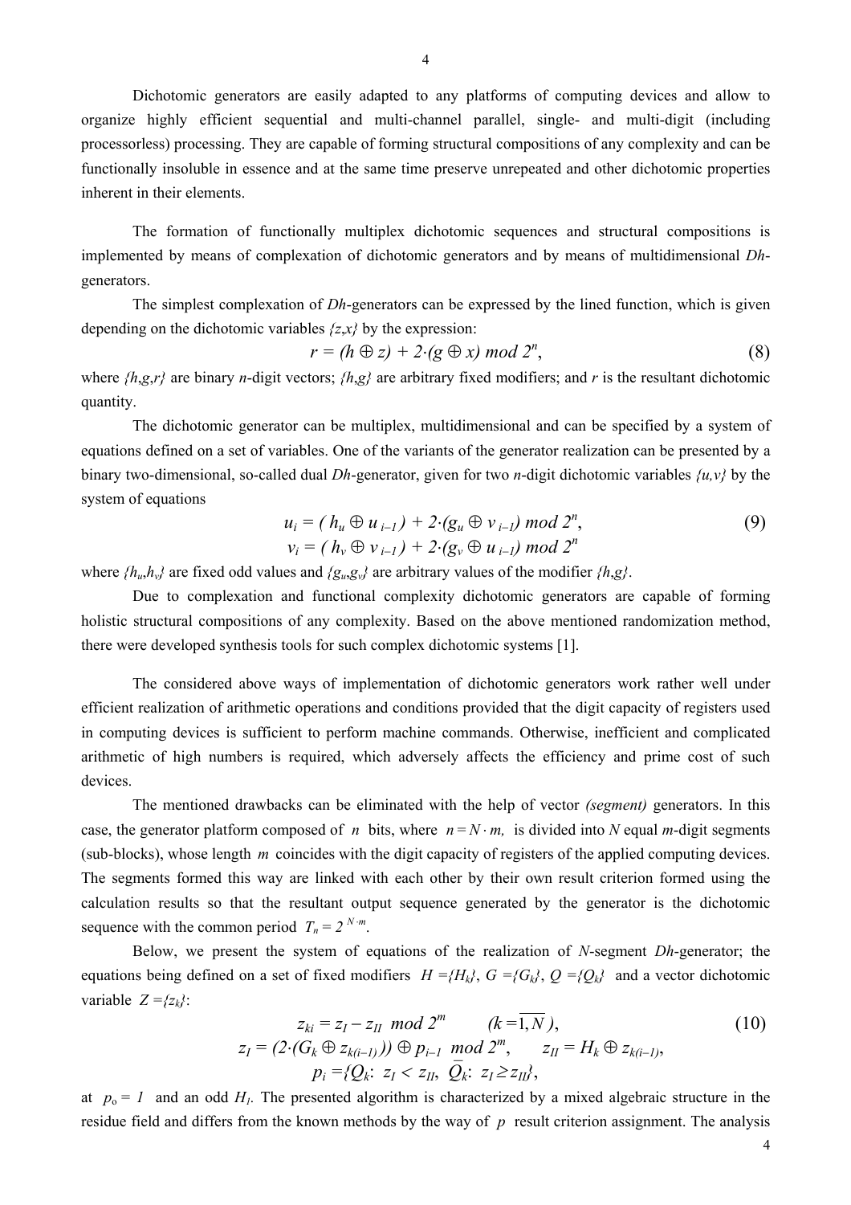Dichotomic generators are easily adapted to any platforms of computing devices and allow to organize highly efficient sequential and multi-channel parallel, single- and multi-digit (including processorless) processing. They are capable of forming structural compositions of any complexity and can be functionally insoluble in essence and at the same time preserve unrepeated and other dichotomic properties inherent in their elements.

The formation of functionally multiplex dichotomic sequences and structural compositions is implemented by means of complexation of dichotomic generators and by means of multidimensional *Dh*-generators.

The simplest complexation of *Dh*-generators can be expressed by the lined function, which is given depending on the dichotomic variables $\{z,x\}$ by the expression:

$$r = (h \oplus z) + 2\cdot(g \oplus x) \bmod 2^n, \tag{8}$$

where $\{h,g,r\}$ are binary *n*-digit vectors; $\{h,g\}$ are arbitrary fixed modifiers; and $r$ is the resultant dichotomic quantity.

The dichotomic generator can be multiplex, multidimensional and can be specified by a system of equations defined on a set of variables. One of the variants of the generator realization can be presented by a binary two-dimensional, so-called dual *Dh*-generator, given for two *n*-digit dichotomic variables $\{u,v\}$ by the system of equations

$$u_i = (h_u \oplus u_{i-1}) + 2\cdot(g_u \oplus v_{i-1}) \bmod 2^n, \tag{9}$$
$$v_i = (h_v \oplus v_{i-1}) + 2\cdot(g_v \oplus u_{i-1}) \bmod 2^n$$

where $\{h_u,h_v\}$ are fixed odd values and $\{g_u,g_v\}$ are arbitrary values of the modifier $\{h,g\}$.

Due to complexation and functional complexity dichotomic generators are capable of forming holistic structural compositions of any complexity. Based on the above mentioned randomization method, there were developed synthesis tools for such complex dichotomic systems [1].

The considered above ways of implementation of dichotomic generators work rather well under efficient realization of arithmetic operations and conditions provided that the digit capacity of registers used in computing devices is sufficient to perform machine commands. Otherwise, inefficient and complicated arithmetic of high numbers is required, which adversely affects the efficiency and prime cost of such devices.

The mentioned drawbacks can be eliminated with the help of vector *(segment)* generators. In this case, the generator platform composed of $n$ bits, where $n = N \cdot m$, is divided into $N$ equal $m$-digit segments (sub-blocks), whose length $m$ coincides with the digit capacity of registers of the applied computing devices. The segments formed this way are linked with each other by their own result criterion formed using the calculation results so that the resultant output sequence generated by the generator is the dichotomic sequence with the common period $T_n = 2^{N \cdot m}$.

Below, we present the system of equations of the realization of *N*-segment *Dh*-generator; the equations being defined on a set of fixed modifiers $H = \{H_k\}$, $G = \{G_k\}$, $Q = \{Q_k\}$ and a vector dichotomic variable $Z = \{z_k\}$:

$$z_{ki} = z_I - z_{II} \bmod 2^m \qquad (k = \overline{1,N}), \tag{10}$$
$$z_I = (2\cdot(G_k \oplus z_{k(i-1)})) \oplus p_{i-1} \bmod 2^m, \qquad z_{II} = H_k \oplus z_{k(i-1)},$$
$$p_i = \{Q_k\colon\ z_I < z_{II},\ \bar{Q}_k\colon\ z_I \geq z_{II}\},$$

at $p_o = 1$ and an odd $H_I$. The presented algorithm is characterized by a mixed algebraic structure in the residue field and differs from the known methods by the way of $p$ result criterion assignment. The analysis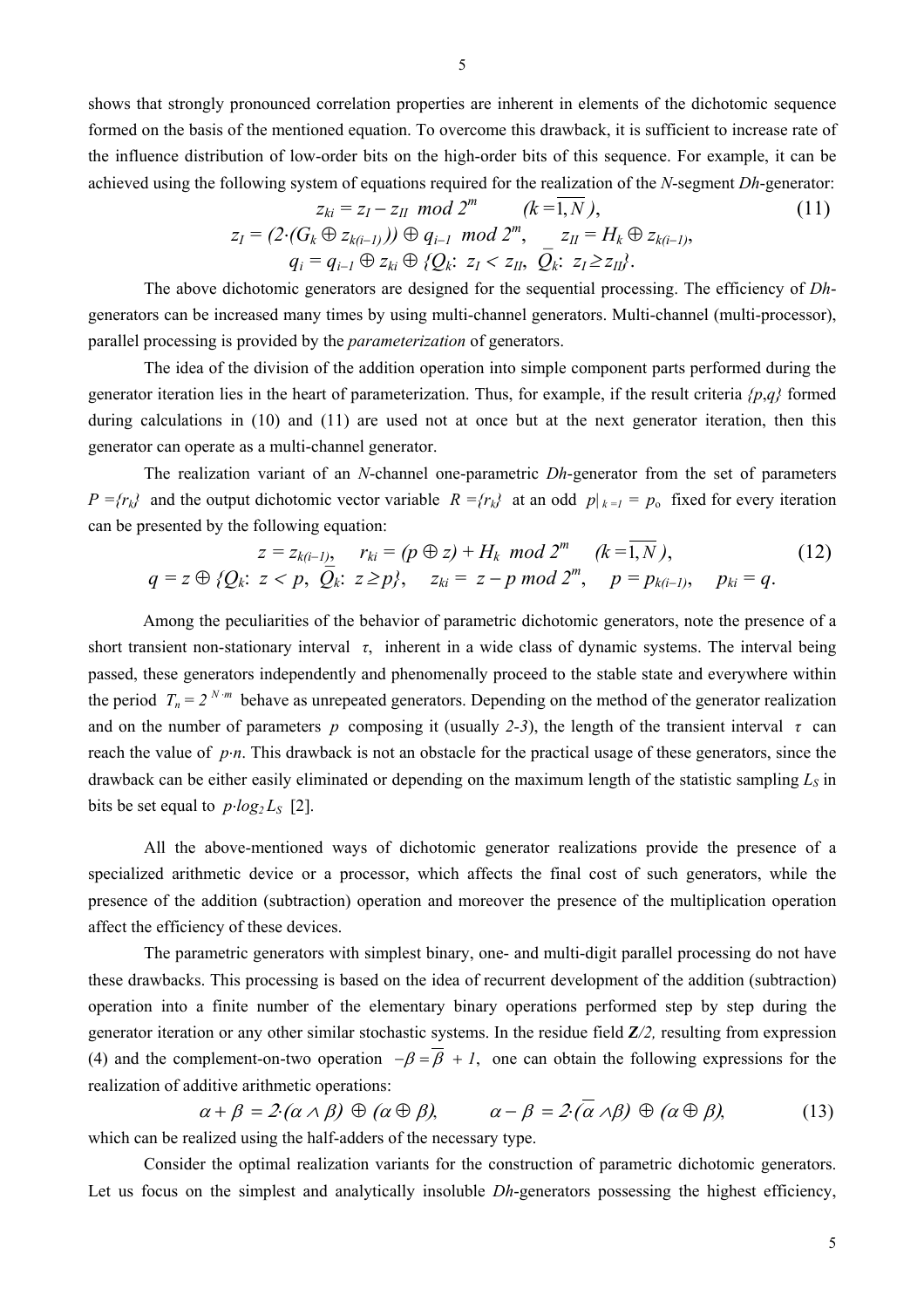shows that strongly pronounced correlation properties are inherent in elements of the dichotomic sequence formed on the basis of the mentioned equation. To overcome this drawback, it is sufficient to increase rate of the influence distribution of low-order bits on the high-order bits of this sequence. For example, it can be achieved using the following system of equations required for the realization of the $N$-segment $Dh$-generator:

$$z_{ki} = z_I - z_{II} \mod 2^m \qquad (k = \overline{1, N}), \tag{11}$$
$$z_I = (2\cdot(G_k \oplus z_{k(i-1)})) \oplus q_{i-1} \mod 2^m, \quad z_{II} = H_k \oplus z_{k(i-1)},$$
$$q_i = q_{i-1} \oplus z_{ki} \oplus \{Q_k\!: z_I < z_{II},\ \overline{Q}_k\!: z_I \geq z_{II}\}.$$

The above dichotomic generators are designed for the sequential processing. The efficiency of $Dh$-generators can be increased many times by using multi-channel generators. Multi-channel (multi-processor), parallel processing is provided by the *parameterization* of generators.

The idea of the division of the addition operation into simple component parts performed during the generator iteration lies in the heart of parameterization. Thus, for example, if the result criteria $\{p,q\}$ formed during calculations in (10) and (11) are used not at once but at the next generator iteration, then this generator can operate as a multi-channel generator.

The realization variant of an $N$-channel one-parametric $Dh$-generator from the set of parameters $P = \{r_k\}$ and the output dichotomic vector variable $R = \{r_k\}$ at an odd $p|_{k=1} = p_o$ fixed for every iteration can be presented by the following equation:

$$z = z_{k(i-1)}, \quad r_{ki} = (p \oplus z) + H_k \mod 2^m \quad (k = \overline{1, N}), \tag{12}$$
$$q = z \oplus \{Q_k\!: z < p,\ \overline{Q}_k\!: z \geq p\}, \quad z_{ki} = z - p \mod 2^m, \quad p = p_{k(i-1)}, \quad p_{ki} = q.$$

Among the peculiarities of the behavior of parametric dichotomic generators, note the presence of a short transient non-stationary interval $\tau$, inherent in a wide class of dynamic systems. The interval being passed, these generators independently and phenomenally proceed to the stable state and everywhere within the period $T_n = 2^{N\cdot m}$ behave as unrepeated generators. Depending on the method of the generator realization and on the number of parameters $p$ composing it (usually $2$-$3$), the length of the transient interval $\tau$ can reach the value of $p\cdot n$. This drawback is not an obstacle for the practical usage of these generators, since the drawback can be either easily eliminated or depending on the maximum length of the statistic sampling $L_S$ in bits be set equal to $p\cdot log_2 L_S$ [2].

All the above-mentioned ways of dichotomic generator realizations provide the presence of a specialized arithmetic device or a processor, which affects the final cost of such generators, while the presence of the addition (subtraction) operation and moreover the presence of the multiplication operation affect the efficiency of these devices.

The parametric generators with simplest binary, one- and multi-digit parallel processing do not have these drawbacks. This processing is based on the idea of recurrent development of the addition (subtraction) operation into a finite number of the elementary binary operations performed step by step during the generator iteration or any other similar stochastic systems. In the residue field **Z**/*2*, resulting from expression (4) and the complement-on-two operation $-\beta = \overline{\beta} + 1$, one can obtain the following expressions for the realization of additive arithmetic operations:

$$\alpha + \beta = 2\cdot(\alpha \wedge \beta) \oplus (\alpha \oplus \beta), \qquad \alpha - \beta = 2\cdot(\overline{\alpha} \wedge \beta) \oplus (\alpha \oplus \beta), \tag{13}$$

which can be realized using the half-adders of the necessary type.

Consider the optimal realization variants for the construction of parametric dichotomic generators. Let us focus on the simplest and analytically insoluble $Dh$-generators possessing the highest efficiency,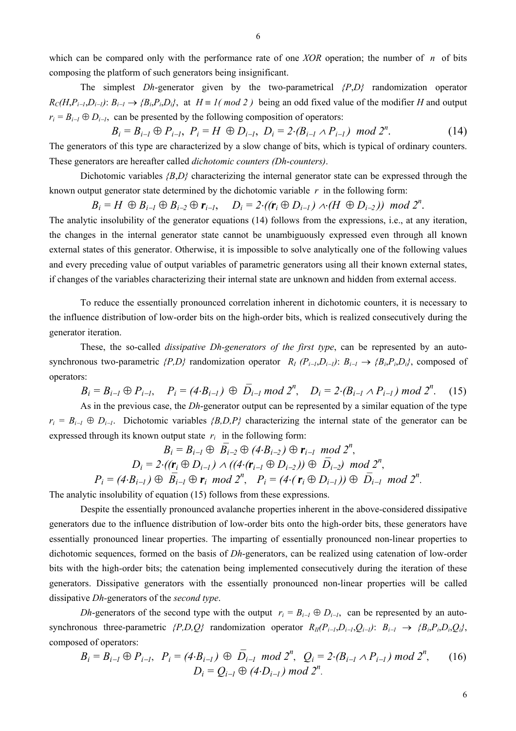which can be compared only with the performance rate of one *XOR* operation; the number of $n$ of bits composing the platform of such generators being insignificant.

The simplest *Dh*-generator given by the two-parametrical $\{P,D\}$ randomization operator $R_C(H,P_{i-1},D_{i-1})$: $B_{i-1} \rightarrow \{B_i,P_i,D_i\}$, at $H \equiv 1 (\bmod 2)$ being an odd fixed value of the modifier $H$ and output $r_i = B_{i-1} \oplus D_{i-1}$, can be presented by the following composition of operators:

$$B_i = B_{i-1} \oplus P_{i-1},\;\; P_i = H \oplus D_{i-1},\;\; D_i = 2\cdot(B_{i-1} \wedge P_{i-1}) \bmod 2^n. \tag{14}$$

The generators of this type are characterized by a slow change of bits, which is typical of ordinary counters. These generators are hereafter called *dichotomic counters (Dh-counters)*.

Dichotomic variables $\{B,D\}$ characterizing the internal generator state can be expressed through the known output generator state determined by the dichotomic variable $r$ in the following form:

$$B_i = H \oplus B_{i-1} \oplus B_{i-2} \oplus \mathbf{r}_{i-1},\quad D_i = 2\cdot((\mathbf{r}_i \oplus D_{i-1}) \wedge \cdot(H \oplus D_{i-2})) \bmod 2^n.$$

The analytic insolubility of the generator equations (14) follows from the expressions, i.e., at any iteration, the changes in the internal generator state cannot be unambiguously expressed even through all known external states of this generator. Otherwise, it is impossible to solve analytically one of the following values and every preceding value of output variables of parametric generators using all their known external states, if changes of the variables characterizing their internal state are unknown and hidden from external access.

To reduce the essentially pronounced correlation inherent in dichotomic counters, it is necessary to the influence distribution of low-order bits on the high-order bits, which is realized consecutively during the generator iteration.

These, the so-called *dissipative Dh-generators of the first type*, can be represented by an auto-synchronous two-parametric $\{P,D\}$ randomization operator $R_I(P_{i-1},D_{i-1})$: $B_{i-1} \rightarrow \{B_i,P_i,D_i\}$, composed of operators:

$$B_i = B_{i-1} \oplus P_{i-1},\quad P_i = (4\cdot B_{i-1}) \oplus \bar{D}_{i-1} \bmod 2^n,\quad D_i = 2\cdot(B_{i-1} \wedge P_{i-1}) \bmod 2^n. \tag{15}$$

As in the previous case, the *Dh*-generator output can be represented by a similar equation of the type $r_i = B_{i-1} \oplus D_{i-1}$. Dichotomic variables $\{B,D,P\}$ characterizing the internal state of the generator can be expressed through its known output state $r_i$ in the following form:

$$B_i = B_{i-1} \oplus \bar{B}_{i-2} \oplus (4\cdot B_{i-2}) \oplus \mathbf{r}_{i-1} \bmod 2^n,$$

$$D_i = 2\cdot((\mathbf{r}_i \oplus D_{i-1}) \wedge ((4\cdot(\mathbf{r}_{i-1} \oplus D_{i-2})) \oplus \bar{D}_{i-2}) \bmod 2^n,$$

$$P_i = (4\cdot B_{i-1}) \oplus \bar{B}_{i-1} \oplus \mathbf{r}_i \bmod 2^n,\quad P_i = (4\cdot(\mathbf{r}_i \oplus D_{i-1})) \oplus \bar{D}_{i-1} \bmod 2^n.$$

The analytic insolubility of equation (15) follows from these expressions.

Despite the essentially pronounced avalanche properties inherent in the above-considered dissipative generators due to the influence distribution of low-order bits onto the high-order bits, these generators have essentially pronounced linear properties. The imparting of essentially pronounced non-linear properties to dichotomic sequences, formed on the basis of *Dh*-generators, can be realized using catenation of low-order bits with the high-order bits; the catenation being implemented consecutively during the iteration of these generators. Dissipative generators with the essentially pronounced non-linear properties will be called dissipative *Dh*-generators of the *second type*.

*Dh*-generators of the second type with the output $r_i = B_{i-1} \oplus D_{i-1}$, can be represented by an auto-synchronous three-parametric $\{P,D,Q\}$ randomization operator $R_{II}(P_{i-1},D_{i-1},Q_{i-1})$: $B_{i-1} \rightarrow \{B_i,P_i,D_i,Q_i\}$, composed of operators:

$$B_i = B_{i-1} \oplus P_{i-1},\;\; P_i = (4\cdot B_{i-1}) \oplus \bar{D}_{i-1} \bmod 2^n,\;\; Q_i = 2\cdot(B_{i-1} \wedge P_{i-1}) \bmod 2^n, \tag{16}$$

$$D_i = Q_{i-1} \oplus (4\cdot D_{i-1}) \bmod 2^n.$$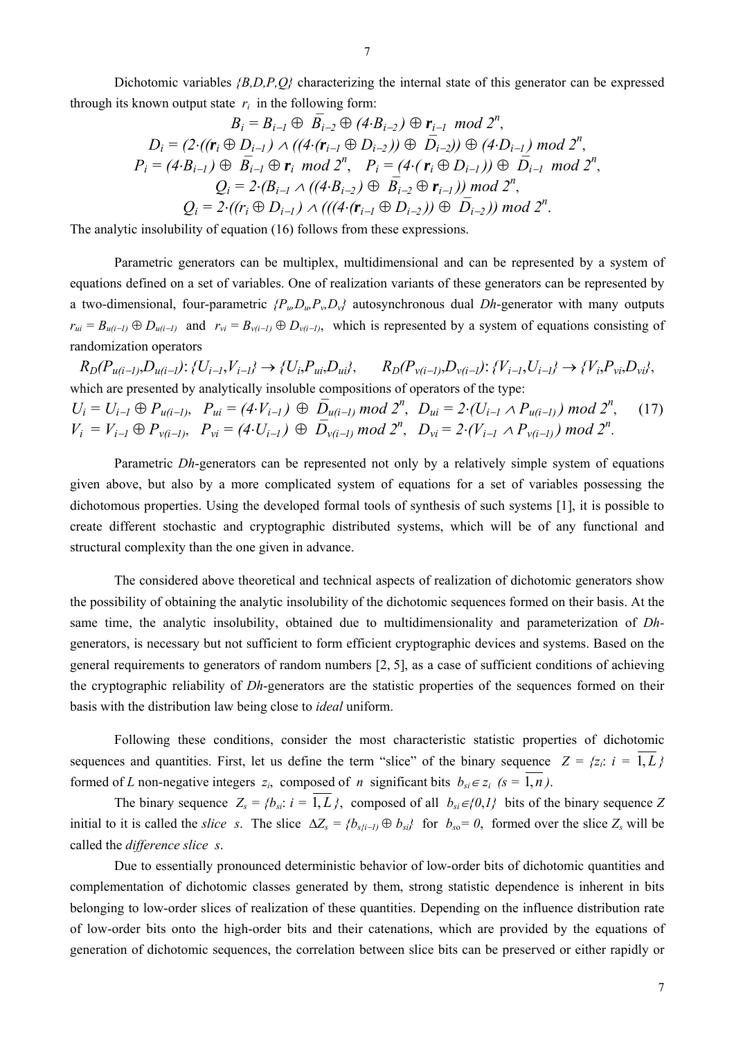Dichotomic variables $\{B,D,P,Q\}$ characterizing the internal state of this generator can be expressed through its known output state $r_i$ in the following form:

$$B_i = B_{i-1} \oplus \bar{B}_{i-2} \oplus (4 \cdot B_{i-2}) \oplus \mathbf{r}_{i-1} \mod 2^n,$$

$$D_i = (2 \cdot ((\mathbf{r}_i \oplus D_{i-1}) \wedge ((4 \cdot (\mathbf{r}_{i-1} \oplus D_{i-2})) \oplus \bar{D}_{i-2})) \oplus (4 \cdot D_{i-1}) \mod 2^n,$$

$$P_i = (4 \cdot B_{i-1}) \oplus \bar{B}_{i-1} \oplus \mathbf{r}_i \mod 2^n, \quad P_i = (4 \cdot (\mathbf{r}_i \oplus D_{i-1})) \oplus \bar{D}_{i-1} \mod 2^n,$$

$$Q_i = 2 \cdot (B_{i-1} \wedge ((4 \cdot B_{i-2}) \oplus \bar{B}_{i-2} \oplus \mathbf{r}_{i-1})) \mod 2^n,$$

$$Q_i = 2 \cdot ((r_i \oplus D_{i-1}) \wedge (((4 \cdot (\mathbf{r}_{i-1} \oplus D_{i-2})) \oplus \bar{D}_{i-2})) \mod 2^n.$$

The analytic insolubility of equation (16) follows from these expressions.

Parametric generators can be multiplex, multidimensional and can be represented by a system of equations defined on a set of variables. One of realization variants of these generators can be represented by a two-dimensional, four-parametric $\{P_u,D_u,P_v,D_v\}$ autosynchronous dual *Dh*-generator with many outputs $r_{ui} = B_{u(i-1)} \oplus D_{u(i-1)}$ and $r_{vi} = B_{v(i-1)} \oplus D_{v(i-1)}$, which is represented by a system of equations consisting of randomization operators

$$R_D(P_{u(i-1)},D_{u(i-1)}): \{U_{i-1},V_{i-1}\} \to \{U_i,P_{ui},D_{ui}\}, \qquad R_D(P_{v(i-1)},D_{v(i-1)}): \{V_{i-1},U_{i-1}\} \to \{V_i,P_{vi},D_{vi}\},$$

which are presented by analytically insoluble compositions of operators of the type:

$$U_i = U_{i-1} \oplus P_{u(i-1)}, \quad P_{ui} = (4 \cdot V_{i-1}) \oplus \bar{D}_{u(i-1)} \mod 2^n, \quad D_{ui} = 2 \cdot (U_{i-1} \wedge P_{u(i-1)}) \mod 2^n, \tag{17}$$

$$V_i = V_{i-1} \oplus P_{v(i-1)}, \quad P_{vi} = (4 \cdot U_{i-1}) \oplus \bar{D}_{v(i-1)} \mod 2^n, \quad D_{vi} = 2 \cdot (V_{i-1} \wedge P_{v(i-1)}) \mod 2^n.$$

Parametric *Dh*-generators can be represented not only by a relatively simple system of equations given above, but also by a more complicated system of equations for a set of variables possessing the dichotomous properties. Using the developed formal tools of synthesis of such systems [1], it is possible to create different stochastic and cryptographic distributed systems, which will be of any functional and structural complexity than the one given in advance.

The considered above theoretical and technical aspects of realization of dichotomic generators show the possibility of obtaining the analytic insolubility of the dichotomic sequences formed on their basis. At the same time, the analytic insolubility, obtained due to multidimensionality and parameterization of *Dh*-generators, is necessary but not sufficient to form efficient cryptographic devices and systems. Based on the general requirements to generators of random numbers [2, 5], as a case of sufficient conditions of achieving the cryptographic reliability of *Dh*-generators are the statistic properties of the sequences formed on their basis with the distribution law being close to *ideal* uniform.

Following these conditions, consider the most characteristic statistic properties of dichotomic sequences and quantities. First, let us define the term "slice" of the binary sequence $Z = \{z_i: i = \overline{1,L}\}$ formed of $L$ non-negative integers $z_i$, composed of $n$ significant bits $b_{si} \in z_i$ $(s = \overline{1,n})$.

The binary sequence $Z_s = \{b_{si}: i = \overline{1,L}\}$, composed of all $b_{si} \in \{0,1\}$ bits of the binary sequence $Z$ initial to it is called the *slice* $s$. The slice $\Delta Z_s = \{b_{s(i-1)} \oplus b_{si}\}$ for $b_{s0} = 0$, formed over the slice $Z_s$ will be called the *difference slice* $s$.

Due to essentially pronounced deterministic behavior of low-order bits of dichotomic quantities and complementation of dichotomic classes generated by them, strong statistic dependence is inherent in bits belonging to low-order slices of realization of these quantities. Depending on the influence distribution rate of low-order bits onto the high-order bits and their catenations, which are provided by the equations of generation of dichotomic sequences, the correlation between slice bits can be preserved or either rapidly or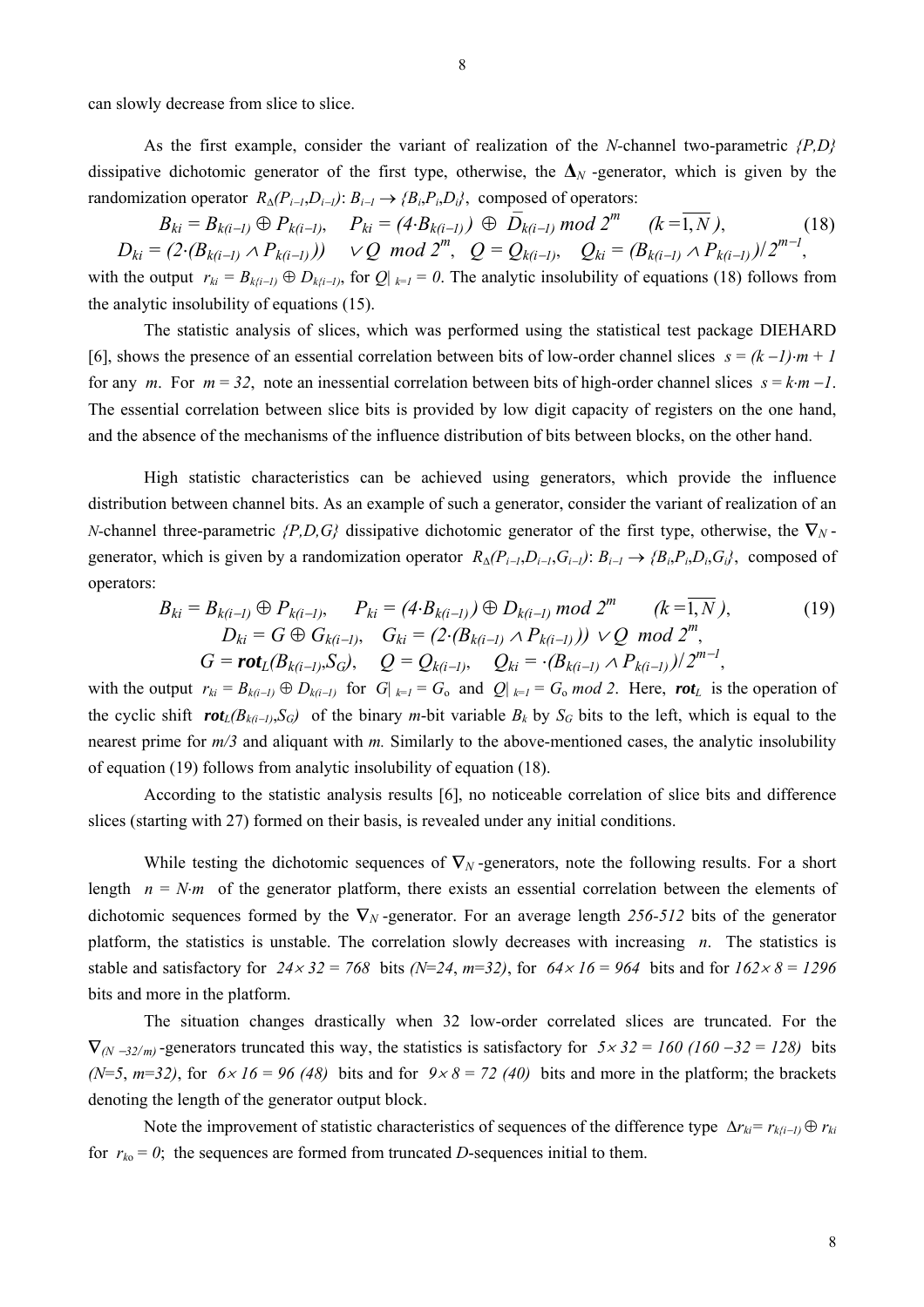can slowly decrease from slice to slice.

As the first example, consider the variant of realization of the $N$-channel two-parametric $\{P,D\}$ dissipative dichotomic generator of the first type, otherwise, the $\boldsymbol{\Delta}_N$ -generator, which is given by the randomization operator $R_\Delta(P_{i-1},D_{i-1})$: $B_{i-1} \rightarrow \{B_i,P_i,D_i\}$, composed of operators:

$$B_{ki} = B_{k(i-1)} \oplus P_{k(i-1)}, \quad P_{ki} = (4 \cdot B_{k(i-1)}) \oplus \bar{D}_{k(i-1)} \bmod 2^m \quad (k = \overline{1,N}), \tag{18}$$
$$D_{ki} = (2 \cdot (B_{k(i-1)} \wedge P_{k(i-1)})) \quad \vee Q \bmod 2^m, \quad Q = Q_{k(i-1)}, \quad Q_{ki} = (B_{k(i-1)} \wedge P_{k(i-1)})/2^{m-1},$$

with the output $r_{ki} = B_{k(i-1)} \oplus D_{k(i-1)}$, for $Q|_{k=1} = 0$. The analytic insolubility of equations (18) follows from the analytic insolubility of equations (15).

The statistic analysis of slices, which was performed using the statistical test package DIEHARD [6], shows the presence of an essential correlation between bits of low-order channel slices $s = (k-1) \cdot m + 1$ for any $m$. For $m = 32$, note an inessential correlation between bits of high-order channel slices $s = k \cdot m - 1$. The essential correlation between slice bits is provided by low digit capacity of registers on the one hand, and the absence of the mechanisms of the influence distribution of bits between blocks, on the other hand.

High statistic characteristics can be achieved using generators, which provide the influence distribution between channel bits. As an example of such a generator, consider the variant of realization of an $N$-channel three-parametric $\{P,D,G\}$ dissipative dichotomic generator of the first type, otherwise, the $\nabla_N$ -generator, which is given by a randomization operator $R_\Delta(P_{i-1},D_{i-1},G_{i-1})$: $B_{i-1} \rightarrow \{B_i,P_i,D_i,G_i\}$, composed of operators:

$$B_{ki} = B_{k(i-1)} \oplus P_{k(i-1)}, \quad P_{ki} = (4 \cdot B_{k(i-1)}) \oplus D_{k(i-1)} \bmod 2^m \quad (k = \overline{1,N}), \tag{19}$$
$$D_{ki} = G \oplus G_{k(i-1)}, \quad G_{ki} = (2 \cdot (B_{k(i-1)} \wedge P_{k(i-1)})) \vee Q \bmod 2^m,$$
$$G = \boldsymbol{rot}_L(B_{k(i-1)},S_G), \quad Q = Q_{k(i-1)}, \quad Q_{ki} = \cdot(B_{k(i-1)} \wedge P_{k(i-1)})/2^{m-1},$$

with the output $r_{ki} = B_{k(i-1)} \oplus D_{k(i-1)}$ for $G|_{k=1} = G_o$ and $Q|_{k=1} = G_o \bmod 2$. Here, $\boldsymbol{rot}_L$ is the operation of the cyclic shift $\boldsymbol{rot}_L(B_{k(i-1)},S_G)$ of the binary $m$-bit variable $B_k$ by $S_G$ bits to the left, which is equal to the nearest prime for $m/3$ and aliquant with $m$. Similarly to the above-mentioned cases, the analytic insolubility of equation (19) follows from analytic insolubility of equation (18).

According to the statistic analysis results [6], no noticeable correlation of slice bits and difference slices (starting with 27) formed on their basis, is revealed under any initial conditions.

While testing the dichotomic sequences of $\nabla_N$ -generators, note the following results. For a short length $n = N \cdot m$ of the generator platform, there exists an essential correlation between the elements of dichotomic sequences formed by the $\nabla_N$ -generator. For an average length *256-512* bits of the generator platform, the statistics is unstable. The correlation slowly decreases with increasing $n$. The statistics is stable and satisfactory for $24 \times 32 = 768$ bits $(N{=}24, m{=}32)$, for $64 \times 16 = 964$ bits and for $162 \times 8 = 1296$ bits and more in the platform.

The situation changes drastically when 32 low-order correlated slices are truncated. For the $\nabla_{(N-32/m)}$ -generators truncated this way, the statistics is satisfactory for $5 \times 32 = 160$ $(160 - 32 = 128)$ bits $(N{=}5, m{=}32)$, for $6 \times 16 = 96$ $(48)$ bits and for $9 \times 8 = 72$ $(40)$ bits and more in the platform; the brackets denoting the length of the generator output block.

Note the improvement of statistic characteristics of sequences of the difference type $\Delta r_{ki} = r_{k(i-1)} \oplus r_{ki}$ for $r_{ko} = 0$; the sequences are formed from truncated $D$-sequences initial to them.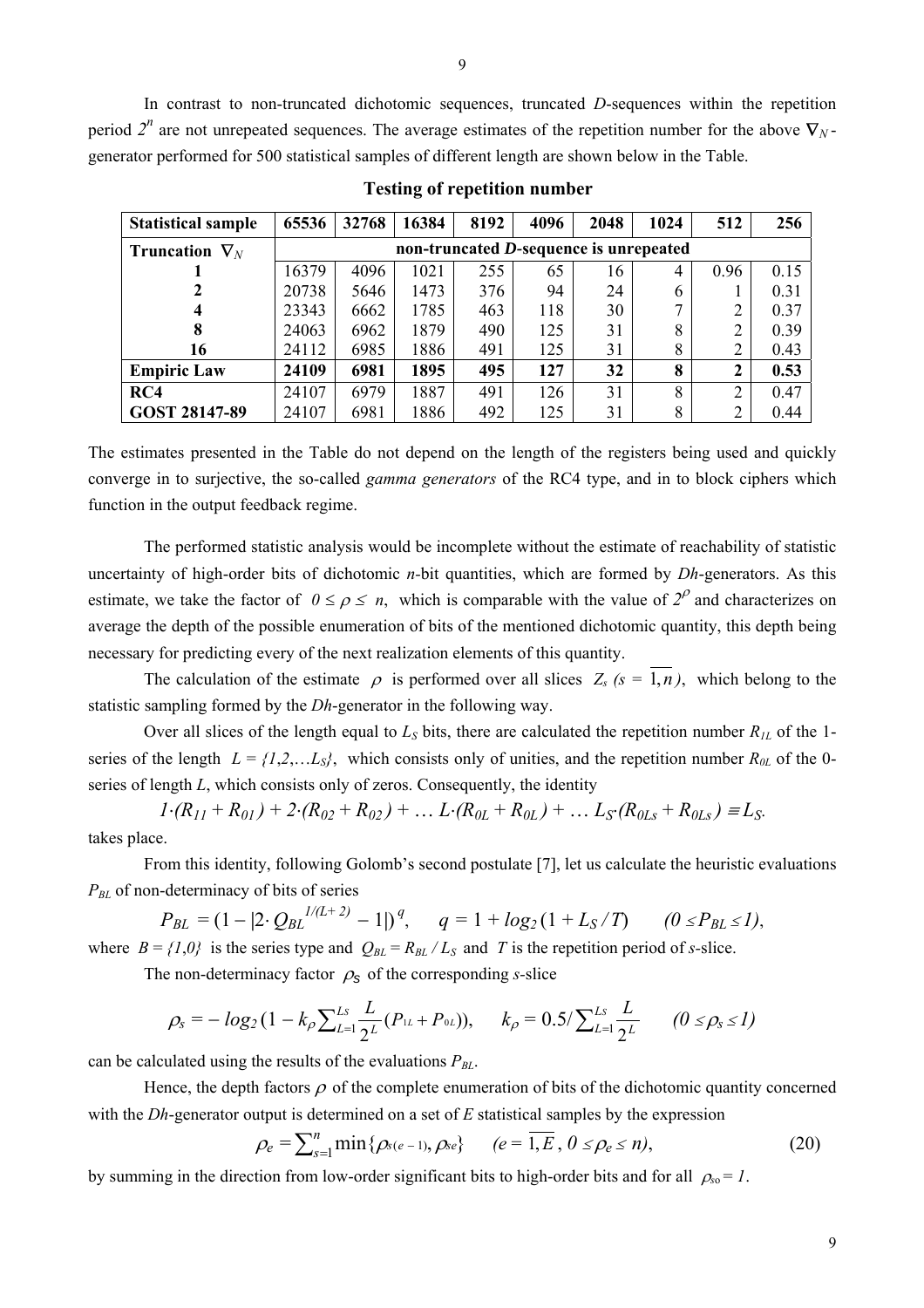In contrast to non-truncated dichotomic sequences, truncated *D*-sequences within the repetition period $2^n$ are not unrepeated sequences. The average estimates of the repetition number for the above $\nabla_N$-generator performed for 500 statistical samples of different length are shown below in the Table.

**Testing of repetition number**

| Statistical sample | 65536 | 32768 | 16384 | 8192 | 4096 | 2048 | 1024 | 512 | 256 |
|---|---|---|---|---|---|---|---|---|---|
| **Truncation $\nabla_N$** | **non-truncated *D*-sequence is unrepeated** | | | | | | | | |
| **1** | 16379 | 4096 | 1021 | 255 | 65 | 16 | 4 | 0.96 | 0.15 |
| **2** | 20738 | 5646 | 1473 | 376 | 94 | 24 | 6 | 1 | 0.31 |
| **4** | 23343 | 6662 | 1785 | 463 | 118 | 30 | 7 | 2 | 0.37 |
| **8** | 24063 | 6962 | 1879 | 490 | 125 | 31 | 8 | 2 | 0.39 |
| **16** | 24112 | 6985 | 1886 | 491 | 125 | 31 | 8 | 2 | 0.43 |
| **Empiric Law** | **24109** | **6981** | **1895** | **495** | **127** | **32** | **8** | **2** | **0.53** |
| **RC4** | 24107 | 6979 | 1887 | 491 | 126 | 31 | 8 | 2 | 0.47 |
| **GOST 28147-89** | 24107 | 6981 | 1886 | 492 | 125 | 31 | 8 | 2 | 0.44 |

The estimates presented in the Table do not depend on the length of the registers being used and quickly converge in to surjective, the so-called *gamma generators* of the RC4 type, and in to block ciphers which function in the output feedback regime.

The performed statistic analysis would be incomplete without the estimate of reachability of statistic uncertainty of high-order bits of dichotomic *n*-bit quantities, which are formed by *Dh*-generators. As this estimate, we take the factor of $0 \le \rho \le n$, which is comparable with the value of $2^{\rho}$ and characterizes on average the depth of the possible enumeration of bits of the mentioned dichotomic quantity, this depth being necessary for predicting every of the next realization elements of this quantity.

The calculation of the estimate $\rho$ is performed over all slices $Z_s$ $(s = \overline{1,n})$, which belong to the statistic sampling formed by the *Dh*-generator in the following way.

Over all slices of the length equal to $L_S$ bits, there are calculated the repetition number $R_{1L}$ of the 1-series of the length $L = \{1,2,\ldots L_S\}$, which consists only of unities, and the repetition number $R_{0L}$ of the 0-series of length *L*, which consists only of zeros. Consequently, the identity

$$1\cdot(R_{11} + R_{01}) + 2\cdot(R_{02} + R_{02}) + \ldots\ L\cdot(R_{0L} + R_{0L}) + \ldots\ L_S\cdot(R_{0Ls} + R_{0Ls}) \equiv L_S.$$

takes place.

From this identity, following Golomb's second postulate [7], let us calculate the heuristic evaluations $P_{BL}$ of non-determinacy of bits of series

$$P_{BL} = (1 - |2\cdot Q_{BL}^{1/(L+2)} - 1|)^{q}, \qquad q = 1 + log_2(1 + L_S / T) \qquad (0 \le P_{BL} \le 1),$$

where $B = \{1,0\}$ is the series type and $Q_{BL} = R_{BL} / L_S$ and *T* is the repetition period of *s*-slice.

The non-determinacy factor $\rho_S$ of the corresponding *s*-slice

$$\rho_s = -\,log_2(1 - k_{\rho}\sum_{L=1}^{L_S}\frac{L}{2^L}(P_{1L} + P_{0L})), \qquad k_{\rho} = 0.5/\sum_{L=1}^{L_S}\frac{L}{2^L} \qquad (0 \le \rho_s \le 1)$$

can be calculated using the results of the evaluations $P_{BL}$.

Hence, the depth factors $\rho$ of the complete enumeration of bits of the dichotomic quantity concerned with the *Dh*-generator output is determined on a set of *E* statistical samples by the expression

$$\rho_e = \sum_{s=1}^{n}\min\{\rho_{s(e-1)}, \rho_{se}\} \qquad (e = \overline{1,E}\,,\ 0 \le \rho_e \le n), \qquad (20)$$

by summing in the direction from low-order significant bits to high-order bits and for all $\rho_{so} = 1$.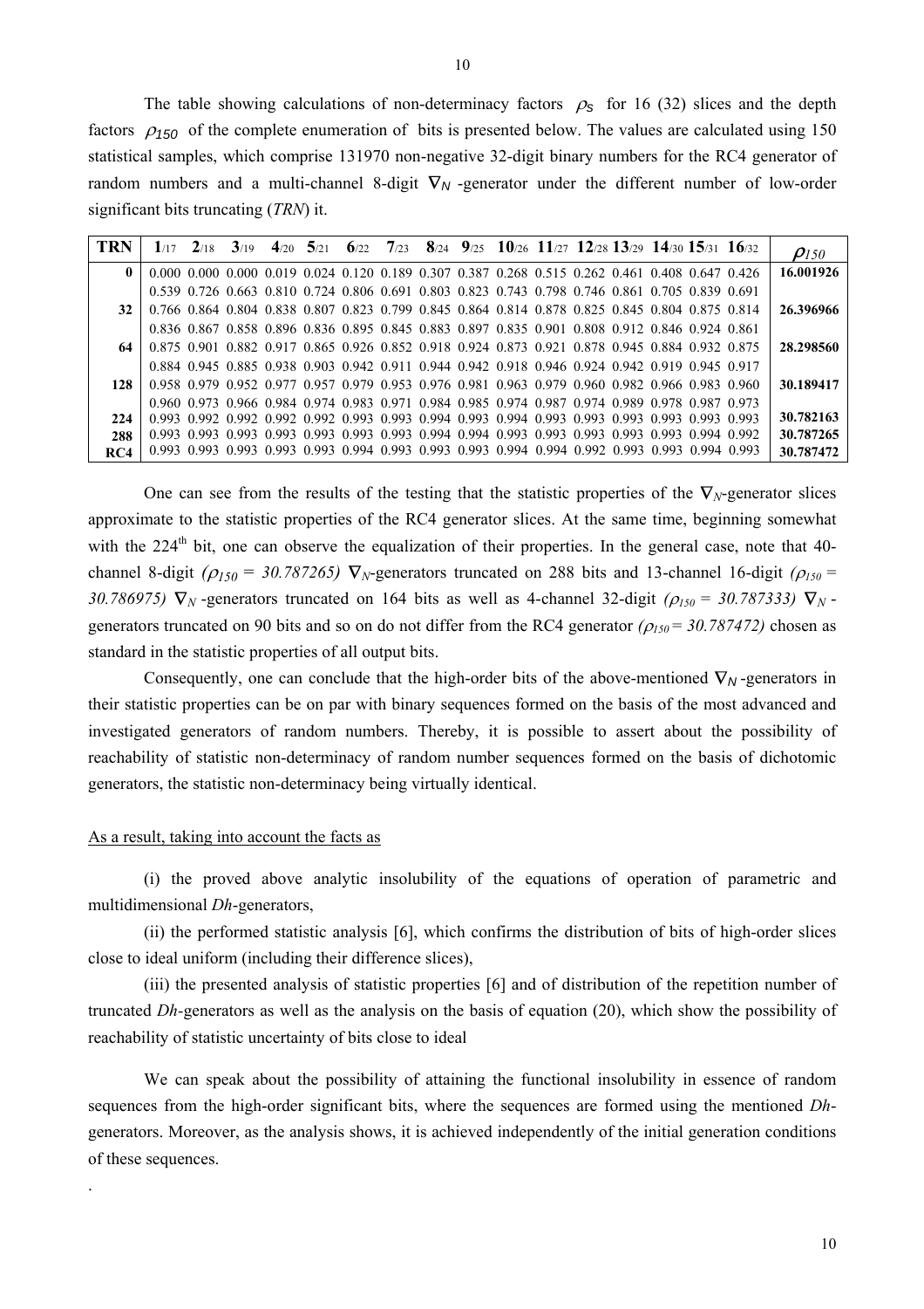The table showing calculations of non-determinacy factors $\rho_S$ for 16 (32) slices and the depth factors $\rho_{150}$ of the complete enumeration of bits is presented below. The values are calculated using 150 statistical samples, which comprise 131970 non-negative 32-digit binary numbers for the RC4 generator of random numbers and a multi-channel 8-digit $\nabla_N$ -generator under the different number of low-order significant bits truncating (*TRN*) it.

| TRN | 1/17 | 2/18 | 3/19 | 4/20 | 5/21 | 6/22 | 7/23 | 8/24 | 9/25 | 10/26 | 11/27 | 12/28 | 13/29 | 14/30 | 15/31 | 16/32 | $\rho_{150}$ |
|---|---|---|---|---|---|---|---|---|---|---|---|---|---|---|---|---|---|
| **0** | 0.000 | 0.000 | 0.000 | 0.019 | 0.024 | 0.120 | 0.189 | 0.307 | 0.387 | 0.268 | 0.515 | 0.262 | 0.461 | 0.408 | 0.647 | 0.426 | **16.001926** |
| | 0.539 | 0.726 | 0.663 | 0.810 | 0.724 | 0.806 | 0.691 | 0.803 | 0.823 | 0.743 | 0.798 | 0.746 | 0.861 | 0.705 | 0.839 | 0.691 | |
| **32** | 0.766 | 0.864 | 0.804 | 0.838 | 0.807 | 0.823 | 0.799 | 0.845 | 0.864 | 0.814 | 0.878 | 0.825 | 0.845 | 0.804 | 0.875 | 0.814 | **26.396966** |
| | 0.836 | 0.867 | 0.858 | 0.896 | 0.836 | 0.895 | 0.845 | 0.883 | 0.897 | 0.835 | 0.901 | 0.808 | 0.912 | 0.846 | 0.924 | 0.861 | |
| **64** | 0.875 | 0.901 | 0.882 | 0.917 | 0.865 | 0.926 | 0.852 | 0.918 | 0.924 | 0.873 | 0.921 | 0.878 | 0.945 | 0.884 | 0.932 | 0.875 | **28.298560** |
| | 0.884 | 0.945 | 0.885 | 0.938 | 0.903 | 0.942 | 0.911 | 0.944 | 0.942 | 0.918 | 0.946 | 0.924 | 0.942 | 0.919 | 0.945 | 0.917 | |
| **128** | 0.958 | 0.979 | 0.952 | 0.977 | 0.957 | 0.979 | 0.953 | 0.976 | 0.981 | 0.963 | 0.979 | 0.960 | 0.982 | 0.966 | 0.983 | 0.960 | **30.189417** |
| | 0.960 | 0.973 | 0.966 | 0.984 | 0.974 | 0.983 | 0.971 | 0.984 | 0.985 | 0.974 | 0.987 | 0.974 | 0.989 | 0.978 | 0.987 | 0.973 | |
| **224** | 0.993 | 0.992 | 0.992 | 0.992 | 0.992 | 0.993 | 0.993 | 0.994 | 0.993 | 0.994 | 0.993 | 0.993 | 0.993 | 0.993 | 0.993 | 0.993 | **30.782163** |
| **288** | 0.993 | 0.993 | 0.993 | 0.993 | 0.993 | 0.993 | 0.993 | 0.994 | 0.994 | 0.993 | 0.993 | 0.993 | 0.993 | 0.993 | 0.994 | 0.992 | **30.787265** |
| **RC4** | 0.993 | 0.993 | 0.993 | 0.993 | 0.993 | 0.994 | 0.993 | 0.993 | 0.993 | 0.994 | 0.994 | 0.992 | 0.993 | 0.993 | 0.994 | 0.993 | **30.787472** |

One can see from the results of the testing that the statistic properties of the $\nabla_N$-generator slices approximate to the statistic properties of the RC4 generator slices. At the same time, beginning somewhat with the 224th bit, one can observe the equalization of their properties. In the general case, note that 40-channel 8-digit *($\rho_{150}$ = 30.787265)* $\nabla_N$-generators truncated on 288 bits and 13-channel 16-digit *($\rho_{150}$ = 30.786975)* $\nabla_N$ -generators truncated on 164 bits as well as 4-channel 32-digit *($\rho_{150}$ = 30.787333)* $\nabla_N$ -generators truncated on 90 bits and so on do not differ from the RC4 generator *($\rho_{150}$ = 30.787472)* chosen as standard in the statistic properties of all output bits.

Consequently, one can conclude that the high-order bits of the above-mentioned $\nabla_N$ -generators in their statistic properties can be on par with binary sequences formed on the basis of the most advanced and investigated generators of random numbers. Thereby, it is possible to assert about the possibility of reachability of statistic non-determinacy of random number sequences formed on the basis of dichotomic generators, the statistic non-determinacy being virtually identical.

As a result, taking into account the facts as

(i) the proved above analytic insolubility of the equations of operation of parametric and multidimensional *Dh*-generators,

(ii) the performed statistic analysis [6], which confirms the distribution of bits of high-order slices close to ideal uniform (including their difference slices),

(iii) the presented analysis of statistic properties [6] and of distribution of the repetition number of truncated *Dh*-generators as well as the analysis on the basis of equation (20), which show the possibility of reachability of statistic uncertainty of bits close to ideal

We can speak about the possibility of attaining the functional insolubility in essence of random sequences from the high-order significant bits, where the sequences are formed using the mentioned *Dh*-generators. Moreover, as the analysis shows, it is achieved independently of the initial generation conditions of these sequences.

.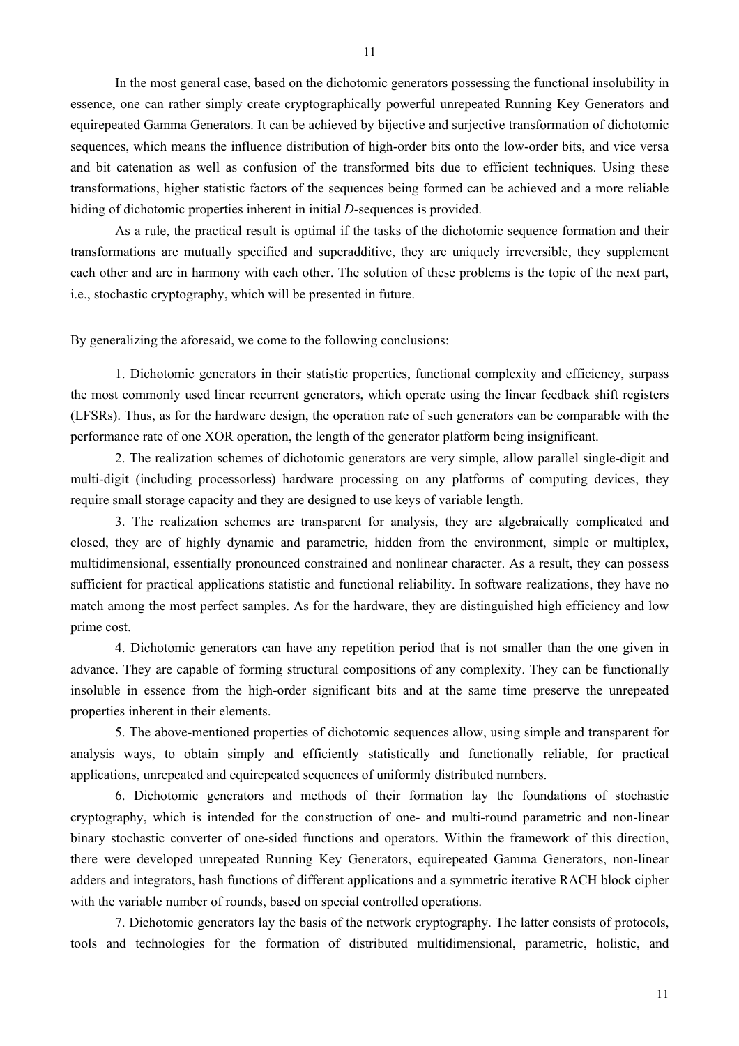In the most general case, based on the dichotomic generators possessing the functional insolubility in essence, one can rather simply create cryptographically powerful unrepeated Running Key Generators and equirepeated Gamma Generators. It can be achieved by bijective and surjective transformation of dichotomic sequences, which means the influence distribution of high-order bits onto the low-order bits, and vice versa and bit catenation as well as confusion of the transformed bits due to efficient techniques. Using these transformations, higher statistic factors of the sequences being formed can be achieved and a more reliable hiding of dichotomic properties inherent in initial *D*-sequences is provided.

As a rule, the practical result is optimal if the tasks of the dichotomic sequence formation and their transformations are mutually specified and superadditive, they are uniquely irreversible, they supplement each other and are in harmony with each other. The solution of these problems is the topic of the next part, i.e., stochastic cryptography, which will be presented in future.

By generalizing the aforesaid, we come to the following conclusions:

1. Dichotomic generators in their statistic properties, functional complexity and efficiency, surpass the most commonly used linear recurrent generators, which operate using the linear feedback shift registers (LFSRs). Thus, as for the hardware design, the operation rate of such generators can be comparable with the performance rate of one XOR operation, the length of the generator platform being insignificant.

2. The realization schemes of dichotomic generators are very simple, allow parallel single-digit and multi-digit (including processorless) hardware processing on any platforms of computing devices, they require small storage capacity and they are designed to use keys of variable length.

3. The realization schemes are transparent for analysis, they are algebraically complicated and closed, they are of highly dynamic and parametric, hidden from the environment, simple or multiplex, multidimensional, essentially pronounced constrained and nonlinear character. As a result, they can possess sufficient for practical applications statistic and functional reliability. In software realizations, they have no match among the most perfect samples. As for the hardware, they are distinguished high efficiency and low prime cost.

4. Dichotomic generators can have any repetition period that is not smaller than the one given in advance. They are capable of forming structural compositions of any complexity. They can be functionally insoluble in essence from the high-order significant bits and at the same time preserve the unrepeated properties inherent in their elements.

5. The above-mentioned properties of dichotomic sequences allow, using simple and transparent for analysis ways, to obtain simply and efficiently statistically and functionally reliable, for practical applications, unrepeated and equirepeated sequences of uniformly distributed numbers.

6. Dichotomic generators and methods of their formation lay the foundations of stochastic cryptography, which is intended for the construction of one- and multi-round parametric and non-linear binary stochastic converter of one-sided functions and operators. Within the framework of this direction, there were developed unrepeated Running Key Generators, equirepeated Gamma Generators, non-linear adders and integrators, hash functions of different applications and a symmetric iterative RACH block cipher with the variable number of rounds, based on special controlled operations.

7. Dichotomic generators lay the basis of the network cryptography. The latter consists of protocols, tools and technologies for the formation of distributed multidimensional, parametric, holistic, and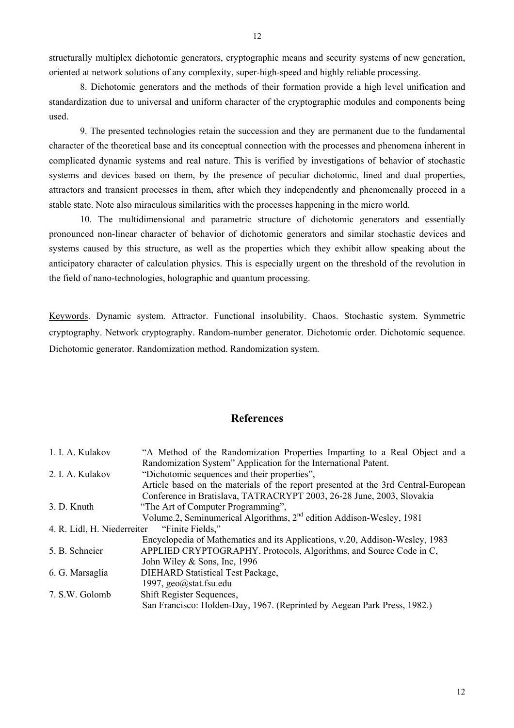structurally multiplex dichotomic generators, cryptographic means and security systems of new generation, oriented at network solutions of any complexity, super-high-speed and highly reliable processing.

8. Dichotomic generators and the methods of their formation provide a high level unification and standardization due to universal and uniform character of the cryptographic modules and components being used.

9. The presented technologies retain the succession and they are permanent due to the fundamental character of the theoretical base and its conceptual connection with the processes and phenomena inherent in complicated dynamic systems and real nature. This is verified by investigations of behavior of stochastic systems and devices based on them, by the presence of peculiar dichotomic, lined and dual properties, attractors and transient processes in them, after which they independently and phenomenally proceed in a stable state. Note also miraculous similarities with the processes happening in the micro world.

10. The multidimensional and parametric structure of dichotomic generators and essentially pronounced non-linear character of behavior of dichotomic generators and similar stochastic devices and systems caused by this structure, as well as the properties which they exhibit allow speaking about the anticipatory character of calculation physics. This is especially urgent on the threshold of the revolution in the field of nano-technologies, holographic and quantum processing.

Keywords. Dynamic system. Attractor. Functional insolubility. Chaos. Stochastic system. Symmetric cryptography. Network cryptography. Random-number generator. Dichotomic order. Dichotomic sequence. Dichotomic generator. Randomization method. Randomization system.

## References

1. I. A. Kulakov — "A Method of the Randomization Properties Imparting to a Real Object and a Randomization System" Application for the International Patent.
2. I. A. Kulakov — "Dichotomic sequences and their properties", Article based on the materials of the report presented at the 3rd Central-European Conference in Bratislava, TATRACRYPT 2003, 26-28 June, 2003, Slovakia
3. D. Knuth — "The Art of Computer Programming", Volume.2, Seminumerical Algorithms, 2nd edition Addison-Wesley, 1981
4. R. Lidl, H. Niederreiter — "Finite Fields," Encyclopedia of Mathematics and its Applications, v.20, Addison-Wesley, 1983
5. B. Schneier — APPLIED CRYPTOGRAPHY. Protocols, Algorithms, and Source Code in C, John Wiley & Sons, Inc, 1996
6. G. Marsaglia — DIEHARD Statistical Test Package, 1997, geo@stat.fsu.edu
7. S.W. Golomb — Shift Register Sequences, San Francisco: Holden-Day, 1967. (Reprinted by Aegean Park Press, 1982.)